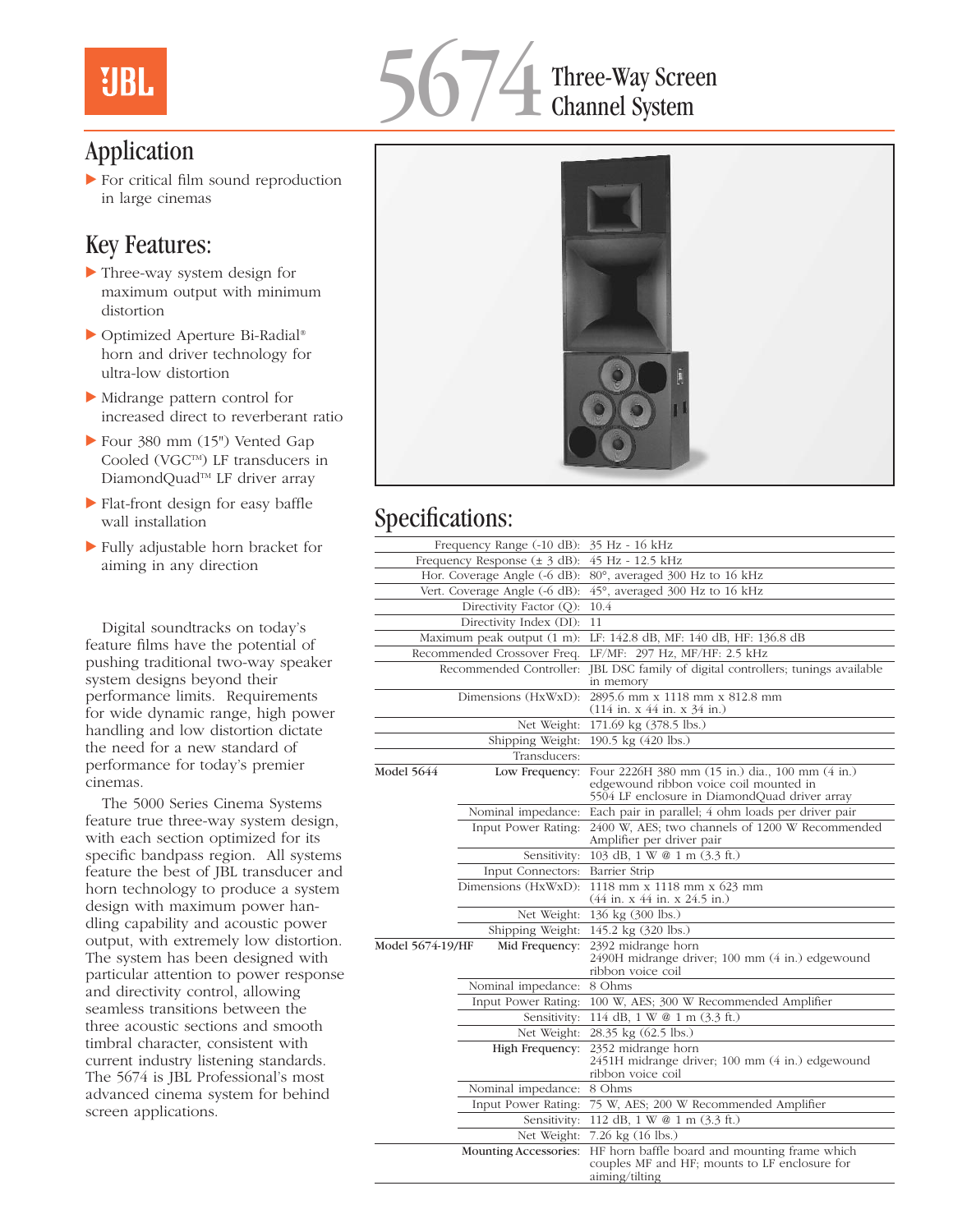# 5674 Three-Way Screen Channel System

## Application

- For critical film sound reproduction in large cinemas

## Key Features:

- Three-way system design for maximum output with minimum distortion
- Optimized Aperture Bi-Radial® horn and driver technology for ultra-low distortion
- Midrange pattern control for increased direct to reverberant ratio
- Four 380 mm (15") Vented Gap Cooled (VGC™) LF transducers in DiamondQuad™ LF driver array
- Flat-front design for easy baffle wall installation
- Fully adjustable horn bracket for aiming in any direction

Digital soundtracks on today's feature films have the potential of pushing traditional two-way speaker system designs beyond their performance limits. Requirements for wide dynamic range, high power handling and low distortion dictate the need for a new standard of performance for today's premier cinemas.

The 5000 Series Cinema Systems feature true three-way system design, with each section optimized for its specific bandpass region. All systems feature the best of JBL transducer and horn technology to produce a system design with maximum power handling capability and acoustic power output, with extremely low distortion. The system has been designed with particular attention to power response and directivity control, allowing seamless transitions between the three acoustic sections and smooth timbral character, consistent with current industry listening standards. The 5674 is JBL Professional's most advanced cinema system for behind screen applications.

## Specifications:

| | | |
|---|---|---|
| | Frequency Range (-10 dB): | 35 Hz - 16 kHz |
| | Frequency Response (± 3 dB): | 45 Hz - 12.5 kHz |
| | Hor. Coverage Angle (-6 dB): | 80°, averaged 300 Hz to 16 kHz |
| | Vert. Coverage Angle (-6 dB): | 45°, averaged 300 Hz to 16 kHz |
| | Directivity Factor (Q): | 10.4 |
| | Directivity Index (DI): | 11 |
| | Maximum peak output (1 m): | LF: 142.8 dB, MF: 140 dB, HF: 136.8 dB |
| | Recommended Crossover Freq. | LF/MF: 297 Hz, MF/HF: 2.5 kHz |
| | Recommended Controller: | JBL DSC family of digital controllers; tunings available in memory |
| | Dimensions (HxWxD): | 2895.6 mm x 1118 mm x 812.8 mm (114 in. x 44 in. x 34 in.) |
| | Net Weight: | 171.69 kg (378.5 lbs.) |
| | Shipping Weight: | 190.5 kg (420 lbs.) |
| | Transducers: | |
| **Model 5644** | Low Frequency: | Four 2226H 380 mm (15 in.) dia., 100 mm (4 in.) edgewound ribbon voice coil mounted in 5504 LF enclosure in DiamondQuad driver array |
| | Nominal impedance: | Each pair in parallel; 4 ohm loads per driver pair |
| | Input Power Rating: | 2400 W, AES; two channels of 1200 W Recommended Amplifier per driver pair |
| | Sensitivity: | 103 dB, 1 W @ 1 m (3.3 ft.) |
| | Input Connectors: | Barrier Strip |
| | Dimensions (HxWxD): | 1118 mm x 1118 mm x 623 mm (44 in. x 44 in. x 24.5 in.) |
| | Net Weight: | 136 kg (300 lbs.) |
| | Shipping Weight: | 145.2 kg (320 lbs.) |
| **Model 5674-19/HF** | Mid Frequency: | 2392 midrange horn 2490H midrange driver; 100 mm (4 in.) edgewound ribbon voice coil |
| | Nominal impedance: | 8 Ohms |
| | Input Power Rating: | 100 W, AES; 300 W Recommended Amplifier |
| | Sensitivity: | 114 dB, 1 W @ 1 m (3.3 ft.) |
| | Net Weight: | 28.35 kg (62.5 lbs.) |
| | High Frequency: | 2352 midrange horn 2451H midrange driver; 100 mm (4 in.) edgewound ribbon voice coil |
| | Nominal impedance: | 8 Ohms |
| | Input Power Rating: | 75 W, AES; 200 W Recommended Amplifier |
| | Sensitivity: | 112 dB, 1 W @ 1 m (3.3 ft.) |
| | Net Weight: | 7.26 kg (16 lbs.) |
| | Mounting Accessories: | HF horn baffle board and mounting frame which couples MF and HF; mounts to LF enclosure for aiming/tilting |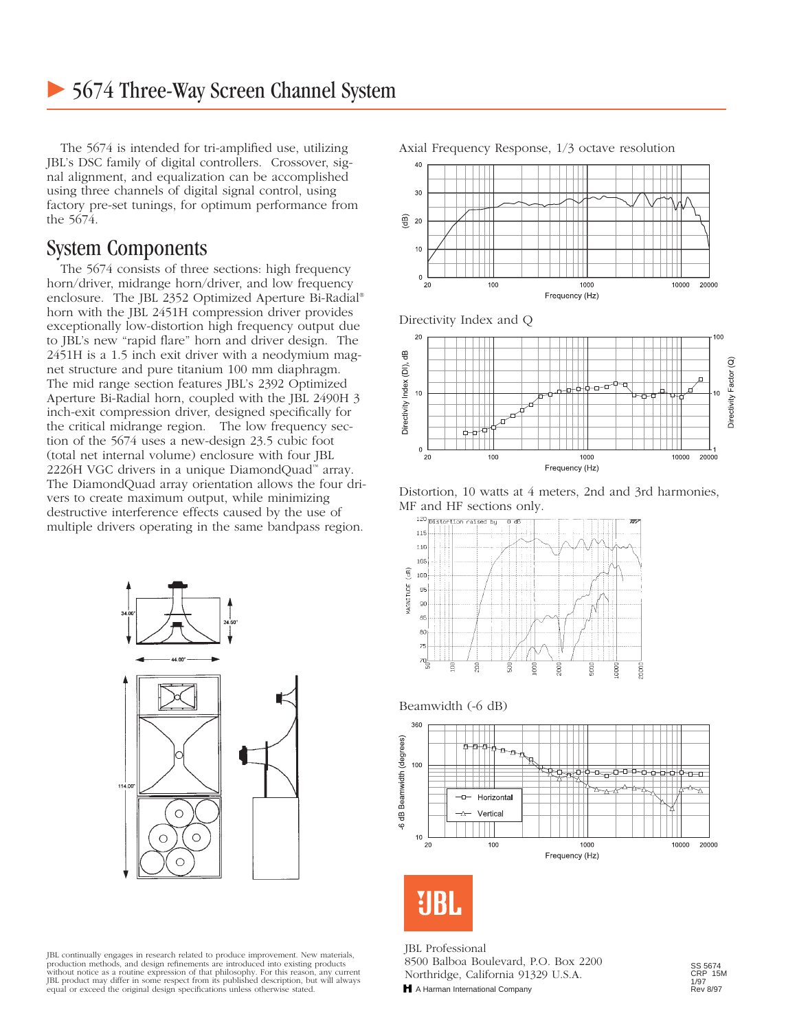# 5674 Three-Way Screen Channel System

The 5674 is intended for tri-amplified use, utilizing JBL's DSC family of digital controllers. Crossover, signal alignment, and equalization can be accomplished using three channels of digital signal control, using factory pre-set tunings, for optimum performance from the 5674.

## System Components

The 5674 consists of three sections: high frequency horn/driver, midrange horn/driver, and low frequency enclosure. The JBL 2352 Optimized Aperture Bi-Radial® horn with the JBL 2451H compression driver provides exceptionally low-distortion high frequency output due to JBL's new "rapid flare" horn and driver design. The 2451H is a 1.5 inch exit driver with a neodymium magnet structure and pure titanium 100 mm diaphragm. The mid range section features JBL's 2392 Optimized Aperture Bi-Radial horn, coupled with the JBL 2490H 3 inch-exit compression driver, designed specifically for the critical midrange region. The low frequency section of the 5674 uses a new-design 23.5 cubic foot (total net internal volume) enclosure with four JBL 2226H VGC drivers in a unique DiamondQuad™ array. The DiamondQuad array orientation allows the four drivers to create maximum output, while minimizing destructive interference effects caused by the use of multiple drivers operating in the same bandpass region.

34.00"
24.50"
44.00"
114.00"

Axial Frequency Response, 1/3 octave resolution

(dB)
40
30
20
10
0
20
100
1000
10000
20000
Frequency (Hz)

Directivity Index and Q

Directivity Index (DI), dB
20
10
0
Directivity Factor (Q)
100
10
1
20
100
1000
10000
20000
Frequency (Hz)

Distortion, 10 watts at 4 meters, 2nd and 3rd harmonies, MF and HF sections only.

Distortion raised by 0 dB
MAGNITUDE (dB)
120
115
110
105
100
95
90
85
80
75
70
50
100
200
500
1000
2000
5000
10000
20000

Beamwidth (-6 dB)

-6 dB Beamwidth (degrees)
360
100
10
Horizontal
Vertical
20
100
1000
10000
20000
Frequency (Hz)

JBL

JBL continually engages in research related to produce improvement. New materials, production methods, and design refinements are introduced into existing products without notice as a routine expression of that philosophy. For this reason, any current JBL product may differ in some respect from its published description, but will always equal or exceed the original design specifications unless otherwise stated.

JBL Professional
8500 Balboa Boulevard, P.O. Box 2200
Northridge, California 91329 U.S.A.
A Harman International Company

SS 5674
CRP 15M
1/97
Rev 8/97